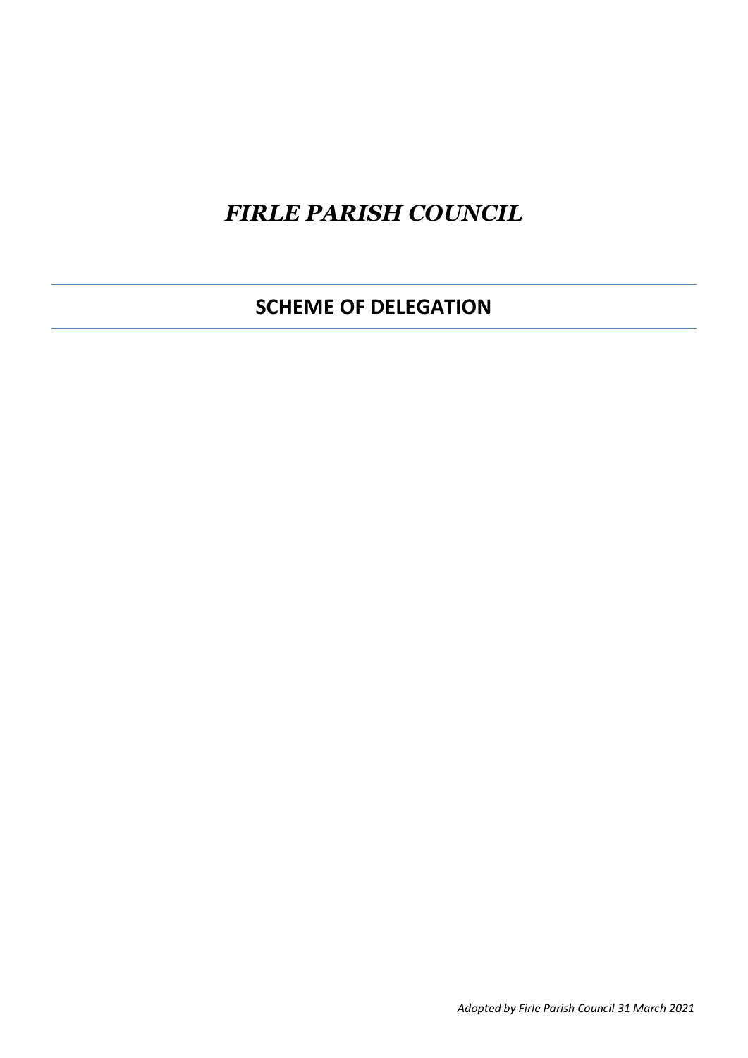# *FIRLE PARISH COUNCIL*

---

## SCHEME OF DELEGATION

---

*Adopted by Firle Parish Council 31 March 2021*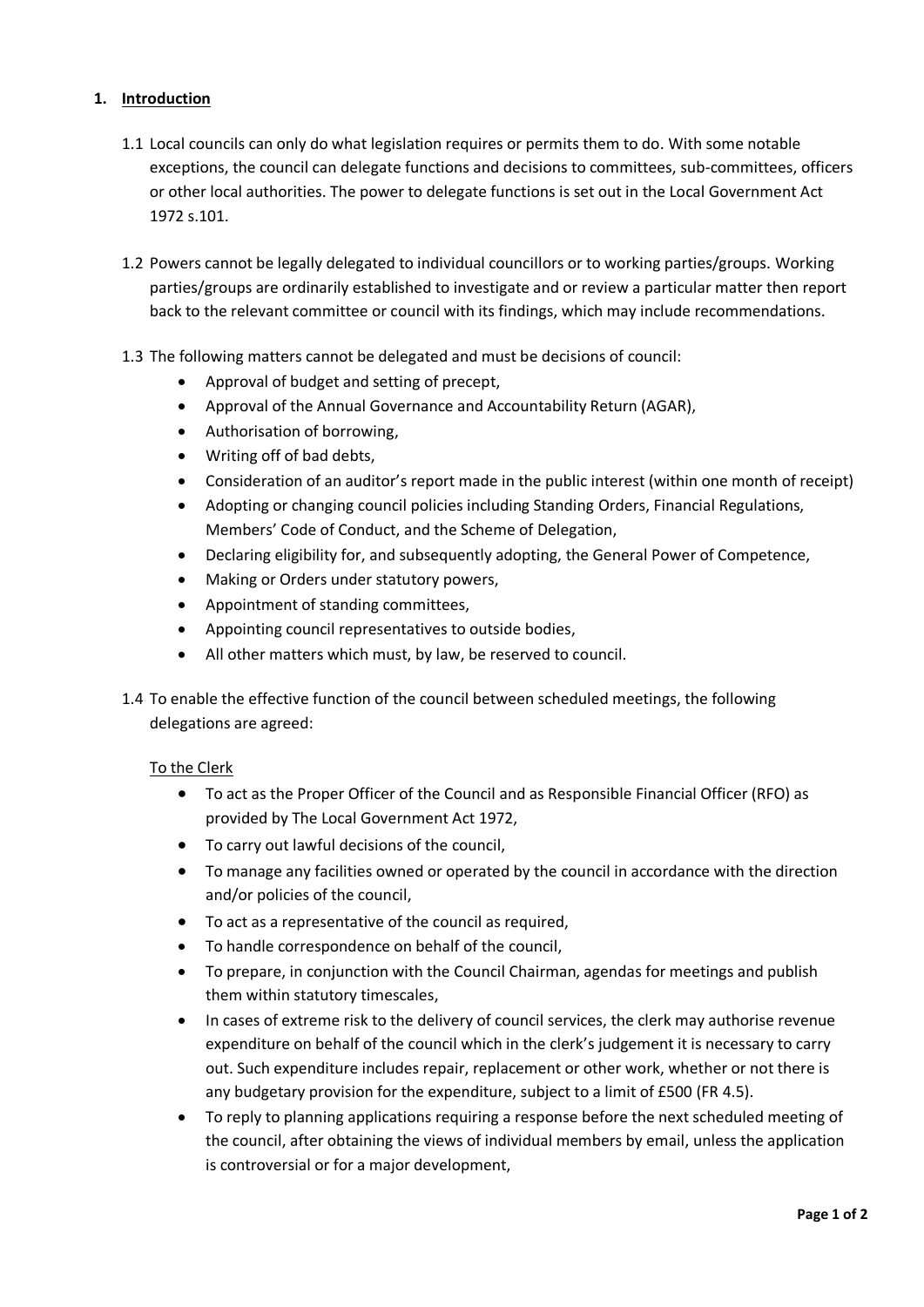## 1. Introduction

1.1 Local councils can only do what legislation requires or permits them to do. With some notable exceptions, the council can delegate functions and decisions to committees, sub-committees, officers or other local authorities. The power to delegate functions is set out in the Local Government Act 1972 s.101.

1.2 Powers cannot be legally delegated to individual councillors or to working parties/groups. Working parties/groups are ordinarily established to investigate and or review a particular matter then report back to the relevant committee or council with its findings, which may include recommendations.

1.3 The following matters cannot be delegated and must be decisions of council:

- Approval of budget and setting of precept,
- Approval of the Annual Governance and Accountability Return (AGAR),
- Authorisation of borrowing,
- Writing off of bad debts,
- Consideration of an auditor's report made in the public interest (within one month of receipt)
- Adopting or changing council policies including Standing Orders, Financial Regulations, Members' Code of Conduct, and the Scheme of Delegation,
- Declaring eligibility for, and subsequently adopting, the General Power of Competence,
- Making or Orders under statutory powers,
- Appointment of standing committees,
- Appointing council representatives to outside bodies,
- All other matters which must, by law, be reserved to council.

1.4 To enable the effective function of the council between scheduled meetings, the following delegations are agreed:

To the Clerk

- To act as the Proper Officer of the Council and as Responsible Financial Officer (RFO) as provided by The Local Government Act 1972,
- To carry out lawful decisions of the council,
- To manage any facilities owned or operated by the council in accordance with the direction and/or policies of the council,
- To act as a representative of the council as required,
- To handle correspondence on behalf of the council,
- To prepare, in conjunction with the Council Chairman, agendas for meetings and publish them within statutory timescales,
- In cases of extreme risk to the delivery of council services, the clerk may authorise revenue expenditure on behalf of the council which in the clerk's judgement it is necessary to carry out. Such expenditure includes repair, replacement or other work, whether or not there is any budgetary provision for the expenditure, subject to a limit of £500 (FR 4.5).
- To reply to planning applications requiring a response before the next scheduled meeting of the council, after obtaining the views of individual members by email, unless the application is controversial or for a major development,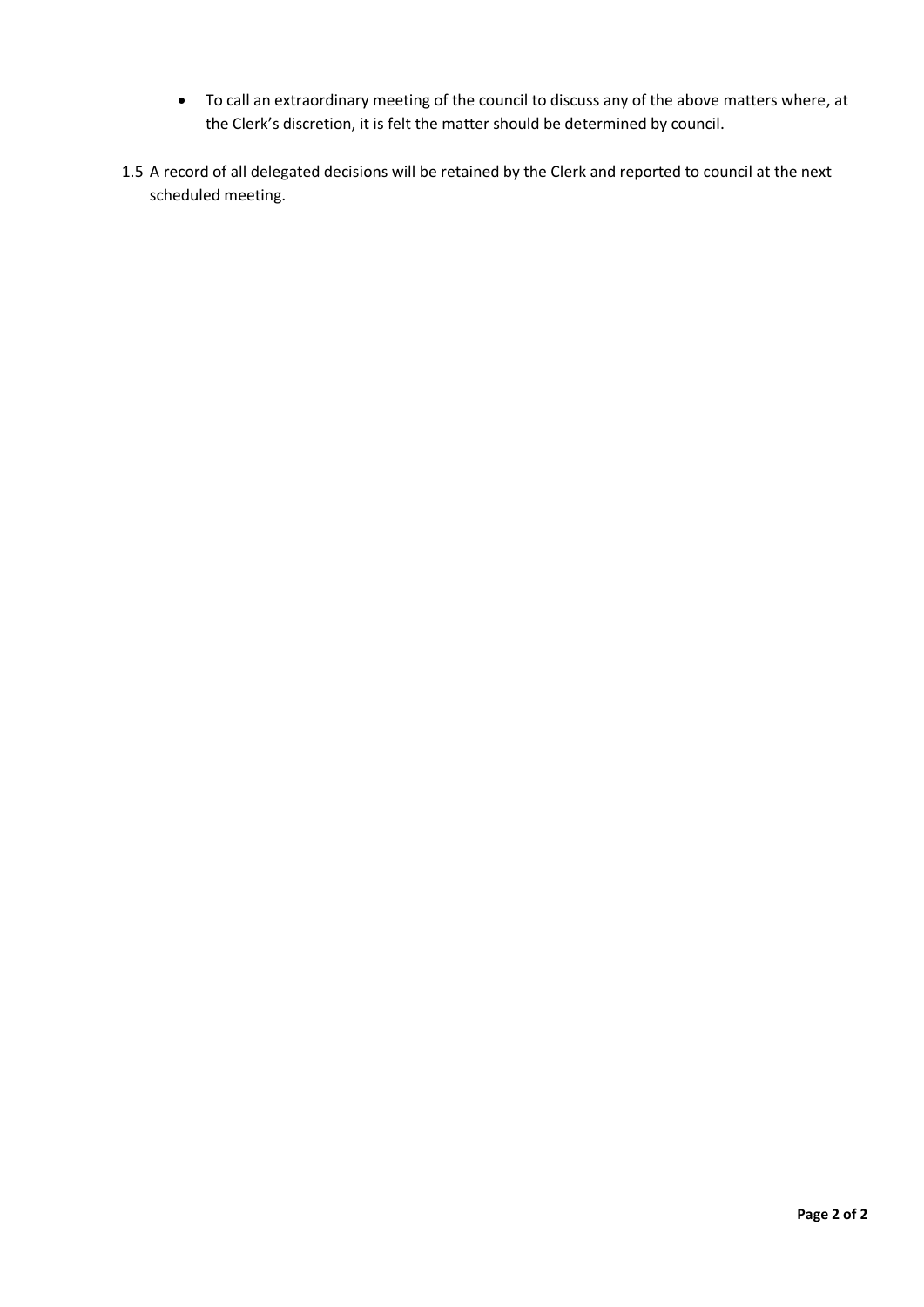- To call an extraordinary meeting of the council to discuss any of the above matters where, at the Clerk's discretion, it is felt the matter should be determined by council.

1.5 A record of all delegated decisions will be retained by the Clerk and reported to council at the next scheduled meeting.